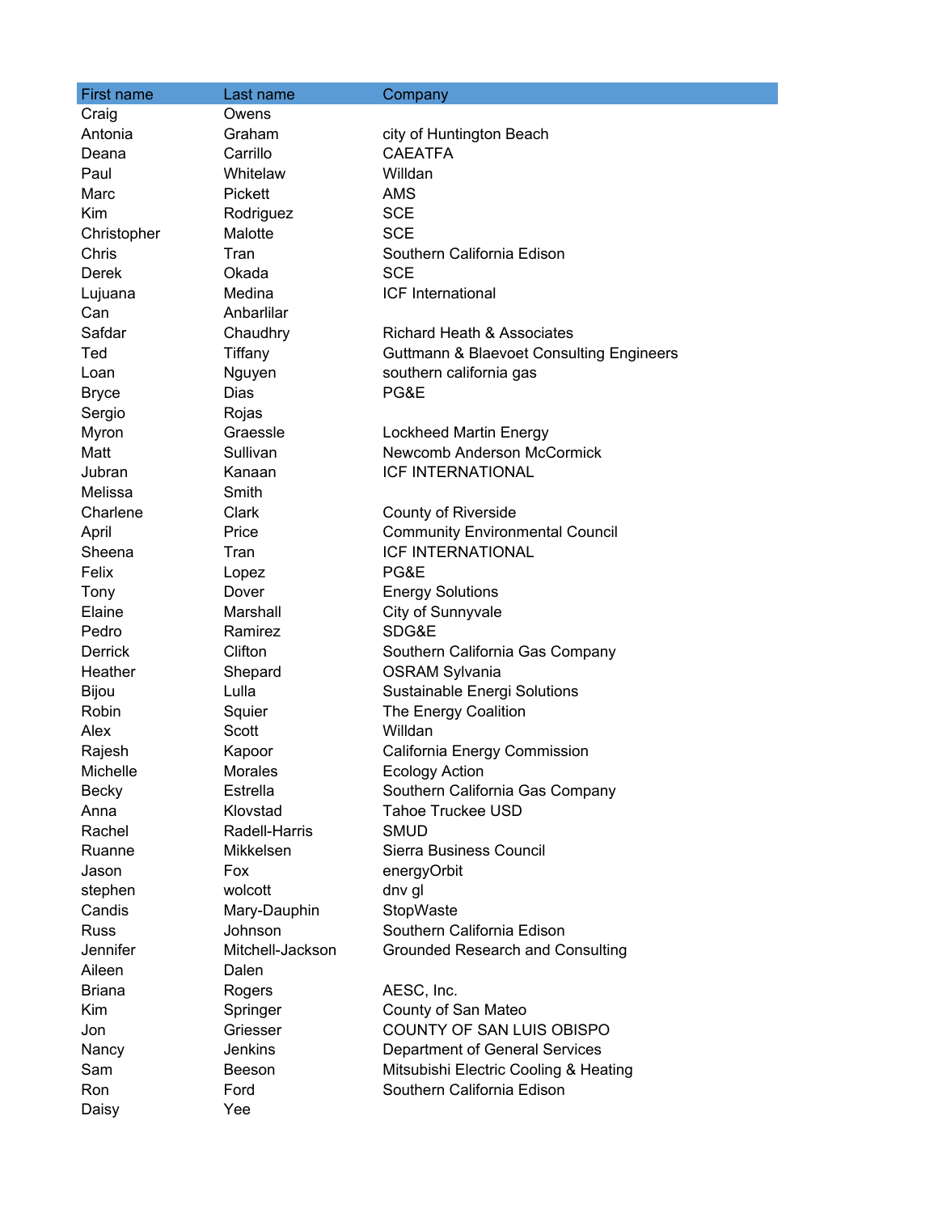| First name | Last name | Company |
|---|---|---|
| Craig | Owens | |
| Antonia | Graham | city of Huntington Beach |
| Deana | Carrillo | CAEATFA |
| Paul | Whitelaw | Willdan |
| Marc | Pickett | AMS |
| Kim | Rodriguez | SCE |
| Christopher | Malotte | SCE |
| Chris | Tran | Southern California Edison |
| Derek | Okada | SCE |
| Lujuana | Medina | ICF International |
| Can | Anbarlilar | |
| Safdar | Chaudhry | Richard Heath & Associates |
| Ted | Tiffany | Guttmann & Blaevoet Consulting Engineers |
| Loan | Nguyen | southern california gas |
| Bryce | Dias | PG&E |
| Sergio | Rojas | |
| Myron | Graessle | Lockheed Martin Energy |
| Matt | Sullivan | Newcomb Anderson McCormick |
| Jubran | Kanaan | ICF INTERNATIONAL |
| Melissa | Smith | |
| Charlene | Clark | County of Riverside |
| April | Price | Community Environmental Council |
| Sheena | Tran | ICF INTERNATIONAL |
| Felix | Lopez | PG&E |
| Tony | Dover | Energy Solutions |
| Elaine | Marshall | City of Sunnyvale |
| Pedro | Ramirez | SDG&E |
| Derrick | Clifton | Southern California Gas Company |
| Heather | Shepard | OSRAM Sylvania |
| Bijou | Lulla | Sustainable Energi Solutions |
| Robin | Squier | The Energy Coalition |
| Alex | Scott | Willdan |
| Rajesh | Kapoor | California Energy Commission |
| Michelle | Morales | Ecology Action |
| Becky | Estrella | Southern California Gas Company |
| Anna | Klovstad | Tahoe Truckee USD |
| Rachel | Radell-Harris | SMUD |
| Ruanne | Mikkelsen | Sierra Business Council |
| Jason | Fox | energyOrbit |
| stephen | wolcott | dnv gl |
| Candis | Mary-Dauphin | StopWaste |
| Russ | Johnson | Southern California Edison |
| Jennifer | Mitchell-Jackson | Grounded Research and Consulting |
| Aileen | Dalen | |
| Briana | Rogers | AESC, Inc. |
| Kim | Springer | County of San Mateo |
| Jon | Griesser | COUNTY OF SAN LUIS OBISPO |
| Nancy | Jenkins | Department of General Services |
| Sam | Beeson | Mitsubishi Electric Cooling & Heating |
| Ron | Ford | Southern California Edison |
| Daisy | Yee | |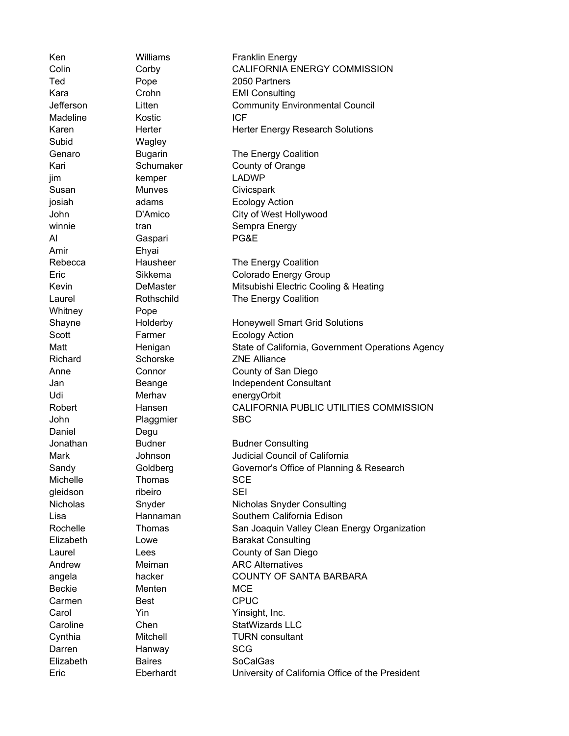| | | |
|---|---|---|
| Ken | Williams | Franklin Energy |
| Colin | Corby | CALIFORNIA ENERGY COMMISSION |
| Ted | Pope | 2050 Partners |
| Kara | Crohn | EMI Consulting |
| Jefferson | Litten | Community Environmental Council |
| Madeline | Kostic | ICF |
| Karen | Herter | Herter Energy Research Solutions |
| Subid | Wagley | |
| Genaro | Bugarin | The Energy Coalition |
| Kari | Schumaker | County of Orange |
| jim | kemper | LADWP |
| Susan | Munves | Civicspark |
| josiah | adams | Ecology Action |
| John | D'Amico | City of West Hollywood |
| winnie | tran | Sempra Energy |
| Al | Gaspari | PG&E |
| Amir | Ehyai | |
| Rebecca | Hausheer | The Energy Coalition |
| Eric | Sikkema | Colorado Energy Group |
| Kevin | DeMaster | Mitsubishi Electric Cooling & Heating |
| Laurel | Rothschild | The Energy Coalition |
| Whitney | Pope | |
| Shayne | Holderby | Honeywell Smart Grid Solutions |
| Scott | Farmer | Ecology Action |
| Matt | Henigan | State of California, Government Operations Agency |
| Richard | Schorske | ZNE Alliance |
| Anne | Connor | County of San Diego |
| Jan | Beange | Independent Consultant |
| Udi | Merhav | energyOrbit |
| Robert | Hansen | CALIFORNIA PUBLIC UTILITIES COMMISSION |
| John | Plaggmier | SBC |
| Daniel | Degu | |
| Jonathan | Budner | Budner Consulting |
| Mark | Johnson | Judicial Council of California |
| Sandy | Goldberg | Governor's Office of Planning & Research |
| Michelle | Thomas | SCE |
| gleidson | ribeiro | SEI |
| Nicholas | Snyder | Nicholas Snyder Consulting |
| Lisa | Hannaman | Southern California Edison |
| Rochelle | Thomas | San Joaquin Valley Clean Energy Organization |
| Elizabeth | Lowe | Barakat Consulting |
| Laurel | Lees | County of San Diego |
| Andrew | Meiman | ARC Alternatives |
| angela | hacker | COUNTY OF SANTA BARBARA |
| Beckie | Menten | MCE |
| Carmen | Best | CPUC |
| Carol | Yin | Yinsight, Inc. |
| Caroline | Chen | StatWizards LLC |
| Cynthia | Mitchell | TURN consultant |
| Darren | Hanway | SCG |
| Elizabeth | Baires | SoCalGas |
| Eric | Eberhardt | University of California Office of the President |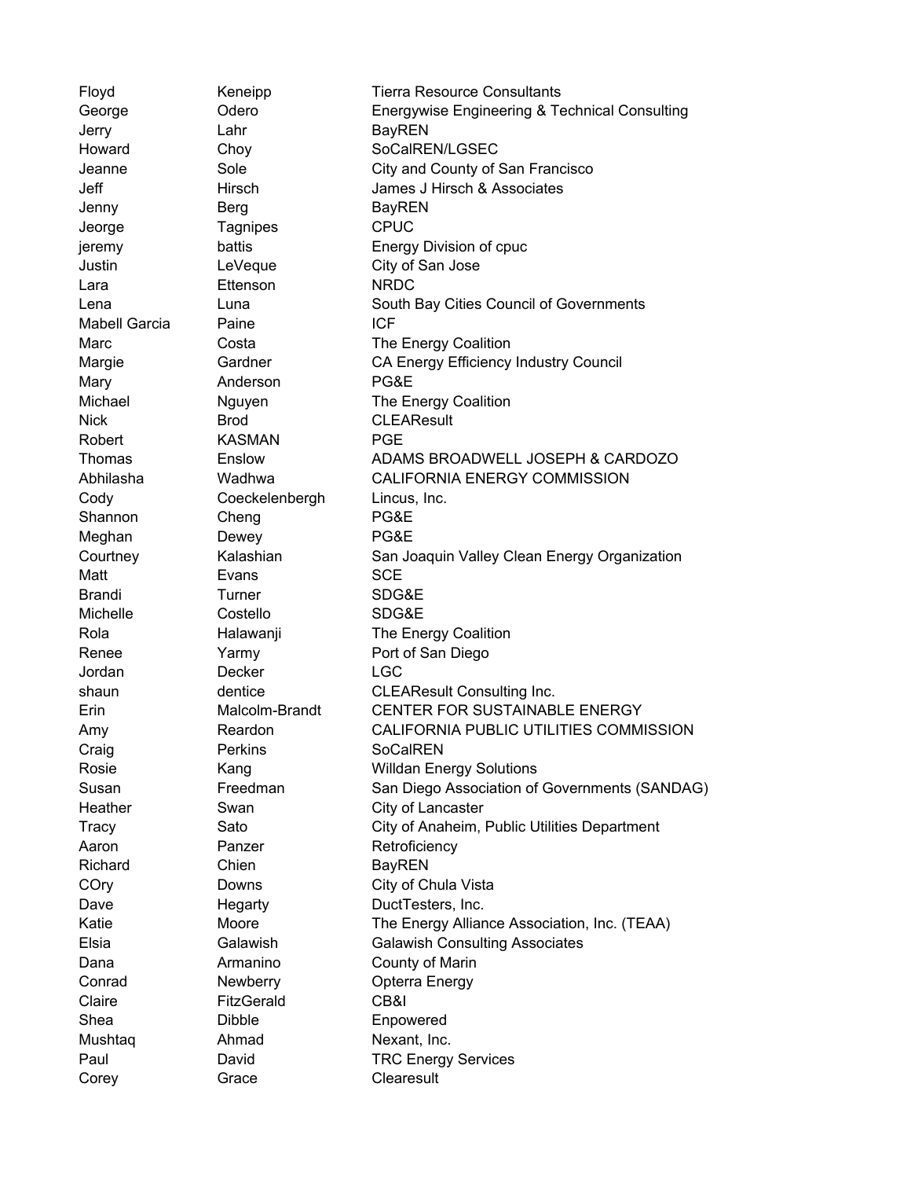| | | |
|---|---|---|
| Floyd | Keneipp | Tierra Resource Consultants |
| George | Odero | Energywise Engineering & Technical Consulting |
| Jerry | Lahr | BayREN |
| Howard | Choy | SoCalREN/LGSEC |
| Jeanne | Sole | City and County of San Francisco |
| Jeff | Hirsch | James J Hirsch & Associates |
| Jenny | Berg | BayREN |
| Jeorge | Tagnipes | CPUC |
| jeremy | battis | Energy Division of cpuc |
| Justin | LeVeque | City of San Jose |
| Lara | Ettenson | NRDC |
| Lena | Luna | South Bay Cities Council of Governments |
| Mabell Garcia | Paine | ICF |
| Marc | Costa | The Energy Coalition |
| Margie | Gardner | CA Energy Efficiency Industry Council |
| Mary | Anderson | PG&E |
| Michael | Nguyen | The Energy Coalition |
| Nick | Brod | CLEAResult |
| Robert | KASMAN | PGE |
| Thomas | Enslow | ADAMS BROADWELL JOSEPH & CARDOZO |
| Abhilasha | Wadhwa | CALIFORNIA ENERGY COMMISSION |
| Cody | Coeckelenbergh | Lincus, Inc. |
| Shannon | Cheng | PG&E |
| Meghan | Dewey | PG&E |
| Courtney | Kalashian | San Joaquin Valley Clean Energy Organization |
| Matt | Evans | SCE |
| Brandi | Turner | SDG&E |
| Michelle | Costello | SDG&E |
| Rola | Halawanji | The Energy Coalition |
| Renee | Yarmy | Port of San Diego |
| Jordan | Decker | LGC |
| shaun | dentice | CLEAResult Consulting Inc. |
| Erin | Malcolm-Brandt | CENTER FOR SUSTAINABLE ENERGY |
| Amy | Reardon | CALIFORNIA PUBLIC UTILITIES COMMISSION |
| Craig | Perkins | SoCalREN |
| Rosie | Kang | Willdan Energy Solutions |
| Susan | Freedman | San Diego Association of Governments (SANDAG) |
| Heather | Swan | City of Lancaster |
| Tracy | Sato | City of Anaheim, Public Utilities Department |
| Aaron | Panzer | Retroficiency |
| Richard | Chien | BayREN |
| COry | Downs | City of Chula Vista |
| Dave | Hegarty | DuctTesters, Inc. |
| Katie | Moore | The Energy Alliance Association, Inc. (TEAA) |
| Elsia | Galawish | Galawish Consulting Associates |
| Dana | Armanino | County of Marin |
| Conrad | Newberry | Opterra Energy |
| Claire | FitzGerald | CB&I |
| Shea | Dibble | Enpowered |
| Mushtaq | Ahmad | Nexant, Inc. |
| Paul | David | TRC Energy Services |
| Corey | Grace | Clearesult |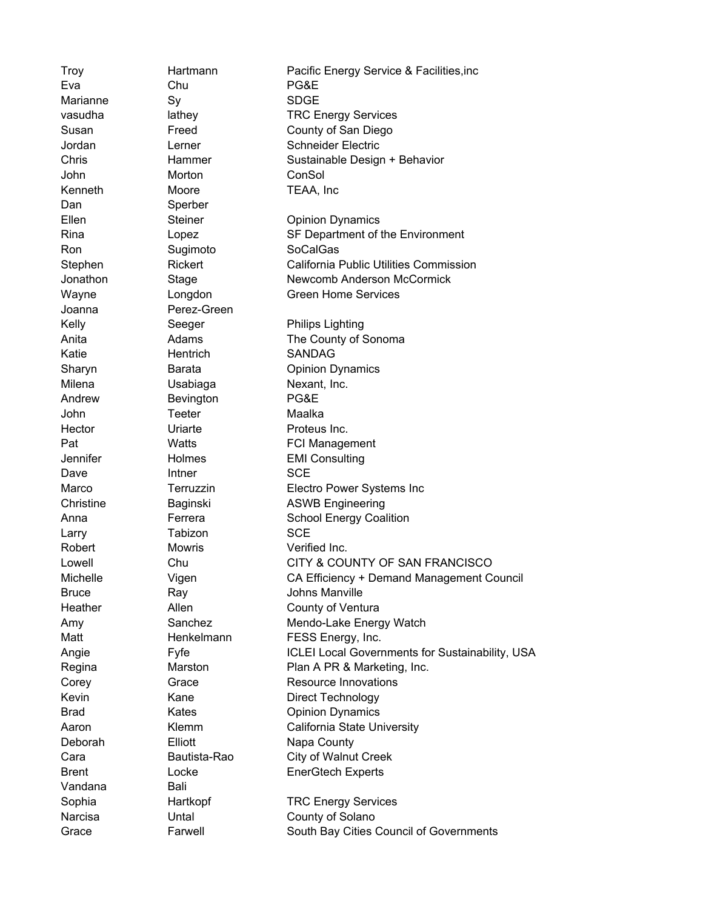| | | |
|---|---|---|
| Troy | Hartmann | Pacific Energy Service & Facilities,inc |
| Eva | Chu | PG&E |
| Marianne | Sy | SDGE |
| vasudha | lathey | TRC Energy Services |
| Susan | Freed | County of San Diego |
| Jordan | Lerner | Schneider Electric |
| Chris | Hammer | Sustainable Design + Behavior |
| John | Morton | ConSol |
| Kenneth | Moore | TEAA, Inc |
| Dan | Sperber | |
| Ellen | Steiner | Opinion Dynamics |
| Rina | Lopez | SF Department of the Environment |
| Ron | Sugimoto | SoCalGas |
| Stephen | Rickert | California Public Utilities Commission |
| Jonathon | Stage | Newcomb Anderson McCormick |
| Wayne | Longdon | Green Home Services |
| Joanna | Perez-Green | |
| Kelly | Seeger | Philips Lighting |
| Anita | Adams | The County of Sonoma |
| Katie | Hentrich | SANDAG |
| Sharyn | Barata | Opinion Dynamics |
| Milena | Usabiaga | Nexant, Inc. |
| Andrew | Bevington | PG&E |
| John | Teeter | Maalka |
| Hector | Uriarte | Proteus Inc. |
| Pat | Watts | FCI Management |
| Jennifer | Holmes | EMI Consulting |
| Dave | Intner | SCE |
| Marco | Terruzzin | Electro Power Systems Inc |
| Christine | Baginski | ASWB Engineering |
| Anna | Ferrera | School Energy Coalition |
| Larry | Tabizon | SCE |
| Robert | Mowris | Verified Inc. |
| Lowell | Chu | CITY & COUNTY OF SAN FRANCISCO |
| Michelle | Vigen | CA Efficiency + Demand Management Council |
| Bruce | Ray | Johns Manville |
| Heather | Allen | County of Ventura |
| Amy | Sanchez | Mendo-Lake Energy Watch |
| Matt | Henkelmann | FESS Energy, Inc. |
| Angie | Fyfe | ICLEI Local Governments for Sustainability, USA |
| Regina | Marston | Plan A PR & Marketing, Inc. |
| Corey | Grace | Resource Innovations |
| Kevin | Kane | Direct Technology |
| Brad | Kates | Opinion Dynamics |
| Aaron | Klemm | California State University |
| Deborah | Elliott | Napa County |
| Cara | Bautista-Rao | City of Walnut Creek |
| Brent | Locke | EnerGtech Experts |
| Vandana | Bali | |
| Sophia | Hartkopf | TRC Energy Services |
| Narcisa | Untal | County of Solano |
| Grace | Farwell | South Bay Cities Council of Governments |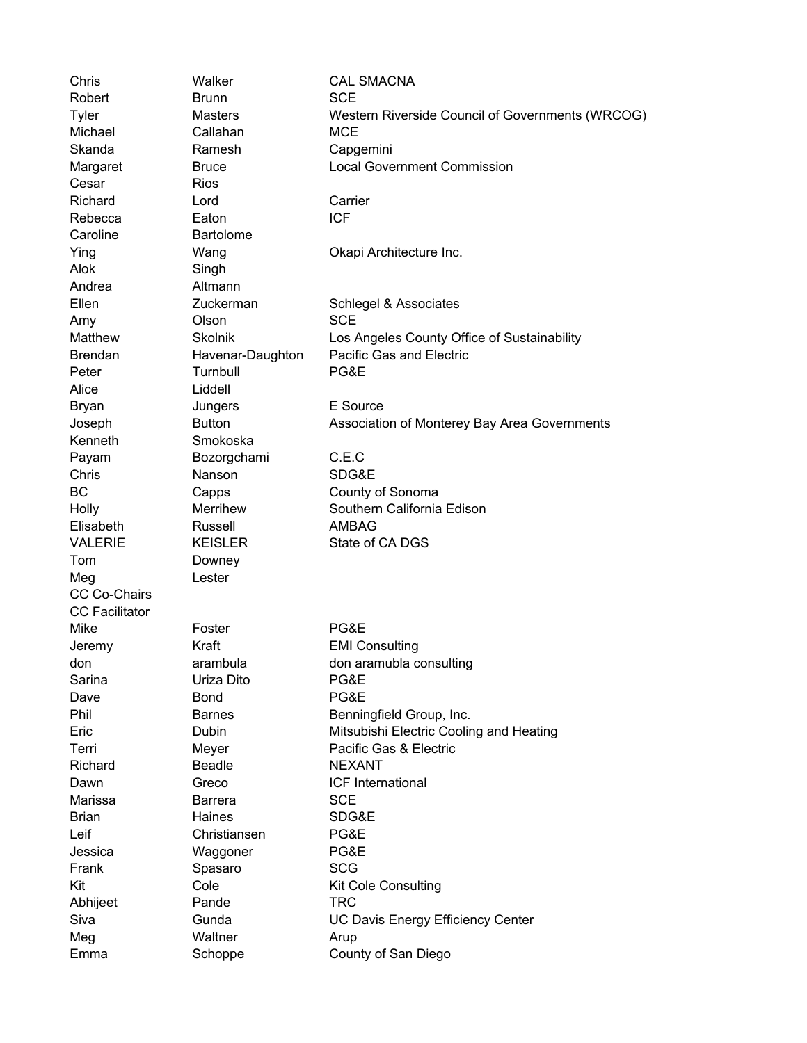| | | |
|---|---|---|
| Chris | Walker | CAL SMACNA |
| Robert | Brunn | SCE |
| Tyler | Masters | Western Riverside Council of Governments (WRCOG) |
| Michael | Callahan | MCE |
| Skanda | Ramesh | Capgemini |
| Margaret | Bruce | Local Government Commission |
| Cesar | Rios | |
| Richard | Lord | Carrier |
| Rebecca | Eaton | ICF |
| Caroline | Bartolome | |
| Ying | Wang | Okapi Architecture Inc. |
| Alok | Singh | |
| Andrea | Altmann | |
| Ellen | Zuckerman | Schlegel & Associates |
| Amy | Olson | SCE |
| Matthew | Skolnik | Los Angeles County Office of Sustainability |
| Brendan | Havenar-Daughton | Pacific Gas and Electric |
| Peter | Turnbull | PG&E |
| Alice | Liddell | |
| Bryan | Jungers | E Source |
| Joseph | Button | Association of Monterey Bay Area Governments |
| Kenneth | Smokoska | |
| Payam | Bozorgchami | C.E.C |
| Chris | Nanson | SDG&E |
| BC | Capps | County of Sonoma |
| Holly | Merrihew | Southern California Edison |
| Elisabeth | Russell | AMBAG |
| VALERIE | KEISLER | State of CA DGS |
| Tom | Downey | |
| Meg | Lester | |
| CC Co-Chairs | | |
| CC Facilitator | | |
| Mike | Foster | PG&E |
| Jeremy | Kraft | EMI Consulting |
| don | arambula | don aramubla consulting |
| Sarina | Uriza Dito | PG&E |
| Dave | Bond | PG&E |
| Phil | Barnes | Benningfield Group, Inc. |
| Eric | Dubin | Mitsubishi Electric Cooling and Heating |
| Terri | Meyer | Pacific Gas & Electric |
| Richard | Beadle | NEXANT |
| Dawn | Greco | ICF International |
| Marissa | Barrera | SCE |
| Brian | Haines | SDG&E |
| Leif | Christiansen | PG&E |
| Jessica | Waggoner | PG&E |
| Frank | Spasaro | SCG |
| Kit | Cole | Kit Cole Consulting |
| Abhijeet | Pande | TRC |
| Siva | Gunda | UC Davis Energy Efficiency Center |
| Meg | Waltner | Arup |
| Emma | Schoppe | County of San Diego |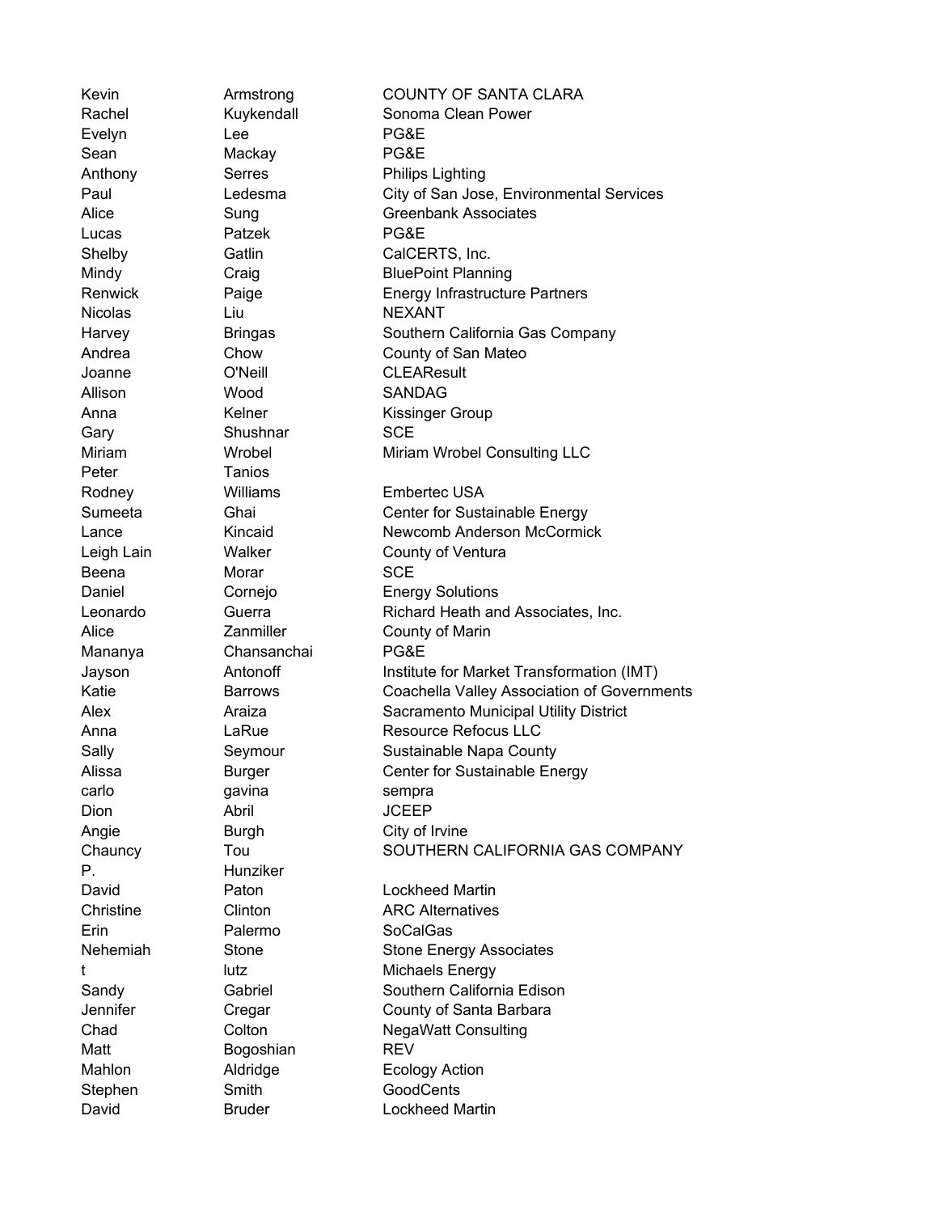| | | |
|---|---|---|
| Kevin | Armstrong | COUNTY OF SANTA CLARA |
| Rachel | Kuykendall | Sonoma Clean Power |
| Evelyn | Lee | PG&E |
| Sean | Mackay | PG&E |
| Anthony | Serres | Philips Lighting |
| Paul | Ledesma | City of San Jose, Environmental Services |
| Alice | Sung | Greenbank Associates |
| Lucas | Patzek | PG&E |
| Shelby | Gatlin | CalCERTS, Inc. |
| Mindy | Craig | BluePoint Planning |
| Renwick | Paige | Energy Infrastructure Partners |
| Nicolas | Liu | NEXANT |
| Harvey | Bringas | Southern California Gas Company |
| Andrea | Chow | County of San Mateo |
| Joanne | O'Neill | CLEAResult |
| Allison | Wood | SANDAG |
| Anna | Kelner | Kissinger Group |
| Gary | Shushnar | SCE |
| Miriam | Wrobel | Miriam Wrobel Consulting LLC |
| Peter | Tanios | |
| Rodney | Williams | Embertec USA |
| Sumeeta | Ghai | Center for Sustainable Energy |
| Lance | Kincaid | Newcomb Anderson McCormick |
| Leigh Lain | Walker | County of Ventura |
| Beena | Morar | SCE |
| Daniel | Cornejo | Energy Solutions |
| Leonardo | Guerra | Richard Heath and Associates, Inc. |
| Alice | Zanmiller | County of Marin |
| Mananya | Chansanchai | PG&E |
| Jayson | Antonoff | Institute for Market Transformation (IMT) |
| Katie | Barrows | Coachella Valley Association of Governments |
| Alex | Araiza | Sacramento Municipal Utility District |
| Anna | LaRue | Resource Refocus LLC |
| Sally | Seymour | Sustainable Napa County |
| Alissa | Burger | Center for Sustainable Energy |
| carlo | gavina | sempra |
| Dion | Abril | JCEEP |
| Angie | Burgh | City of Irvine |
| Chauncy | Tou | SOUTHERN CALIFORNIA GAS COMPANY |
| P. | Hunziker | |
| David | Paton | Lockheed Martin |
| Christine | Clinton | ARC Alternatives |
| Erin | Palermo | SoCalGas |
| Nehemiah | Stone | Stone Energy Associates |
| t | lutz | Michaels Energy |
| Sandy | Gabriel | Southern California Edison |
| Jennifer | Cregar | County of Santa Barbara |
| Chad | Colton | NegaWatt Consulting |
| Matt | Bogoshian | REV |
| Mahlon | Aldridge | Ecology Action |
| Stephen | Smith | GoodCents |
| David | Bruder | Lockheed Martin |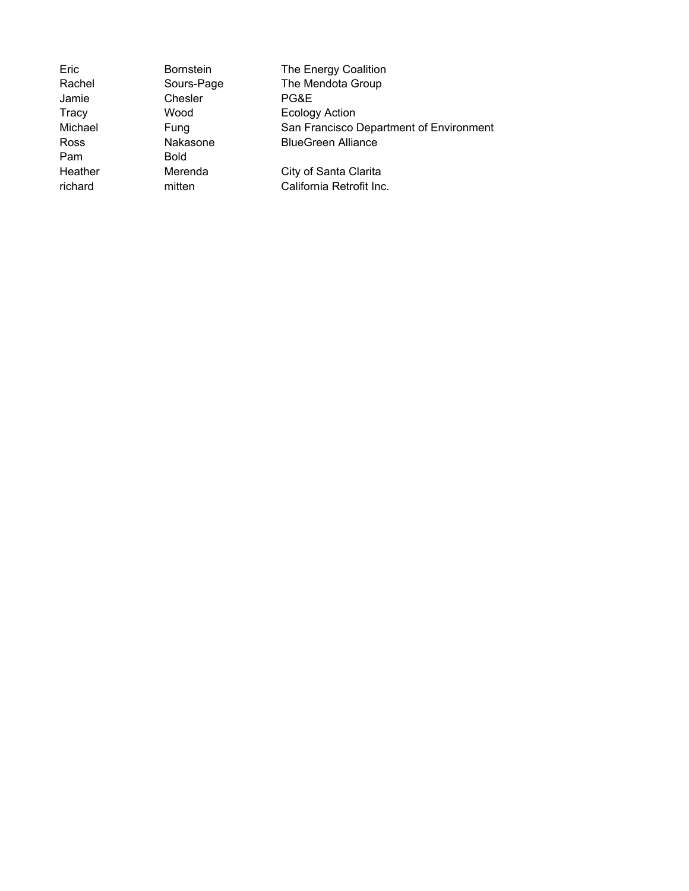| | | |
|---|---|---|
| Eric | Bornstein | The Energy Coalition |
| Rachel | Sours-Page | The Mendota Group |
| Jamie | Chesler | PG&E |
| Tracy | Wood | Ecology Action |
| Michael | Fung | San Francisco Department of Environment |
| Ross | Nakasone | BlueGreen Alliance |
| Pam | Bold | |
| Heather | Merenda | City of Santa Clarita |
| richard | mitten | California Retrofit Inc. |